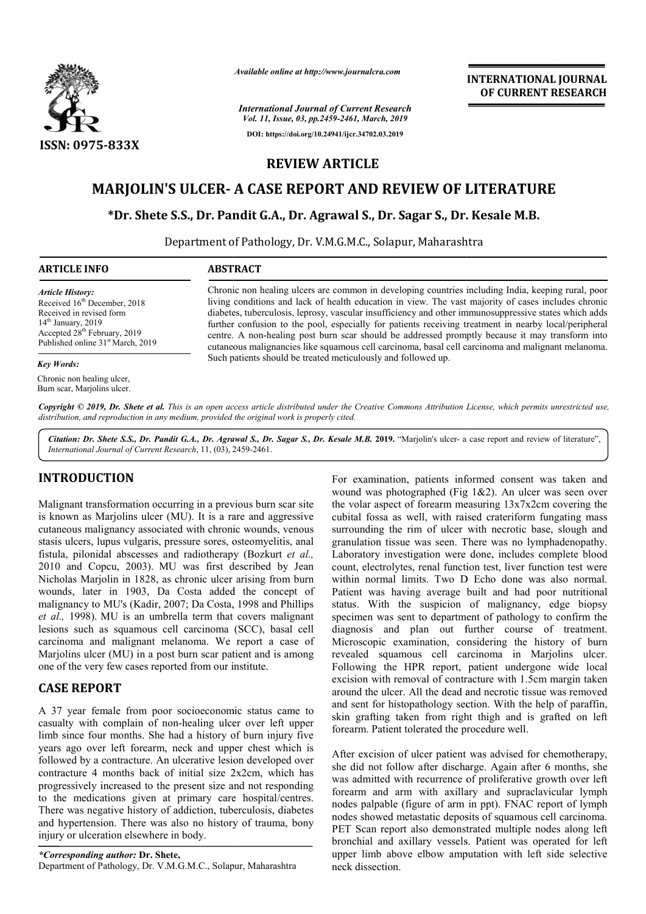# REVIEW ARTICLE

# MARJOLIN'S ULCER- A CASE REPORT AND REVIEW OF LITERATURE

**\*Dr. Shete S.S., Dr. Pandit G.A., Dr. Agrawal S., Dr. Sagar S., Dr. Kesale M.B.**

Department of Pathology, Dr. V.M.G.M.C., Solapur, Maharashtra

## ARTICLE INFO

*Article History:*
Received 16th December, 2018
Received in revised form
14th January, 2019
Accepted 28th February, 2019
Published online 31st March, 2019

*Key Words:*
Chronic non healing ulcer,
Burn scar, Marjolins ulcer.

## ABSTRACT

Chronic non healing ulcers are common in developing countries including India, keeping rural, poor living conditions and lack of health education in view. The vast majority of cases includes chronic diabetes, tuberculosis, leprosy, vascular insufficiency and other immunosuppressive states which adds further confusion to the pool, especially for patients receiving treatment in nearby local/peripheral centre. A non-healing post burn scar should be addressed promptly because it may transform into cutaneous malignancies like squamous cell carcinoma, basal cell carcinoma and malignant melanoma. Such patients should be treated meticulously and followed up.

*Copyright © 2019, Dr. Shete et al. This is an open access article distributed under the Creative Commons Attribution License, which permits unrestricted use, distribution, and reproduction in any medium, provided the original work is properly cited.*

**Citation: Dr. Shete S.S., Dr. Pandit G.A., Dr. Agrawal S., Dr. Sagar S., Dr. Kesale M.B. 2019.** "Marjolin's ulcer- a case report and review of literature", *International Journal of Current Research*, 11, (03), 2459-2461.

## INTRODUCTION

Malignant transformation occurring in a previous burn scar site is known as Marjolins ulcer (MU). It is a rare and aggressive cutaneous malignancy associated with chronic wounds, venous stasis ulcers, lupus vulgaris, pressure sores, osteomyelitis, anal fistula, pilonidal abscesses and radiotherapy (Bozkurt *et al.,* 2010 and Copcu, 2003). MU was first described by Jean Nicholas Marjolin in 1828, as chronic ulcer arising from burn wounds, later in 1903, Da Costa added the concept of malignancy to MU's (Kadir, 2007; Da Costa, 1998 and Phillips *et al.,* 1998). MU is an umbrella term that covers malignant lesions such as squamous cell carcinoma (SCC), basal cell carcinoma and malignant melanoma. We report a case of Marjolins ulcer (MU) in a post burn scar patient and is among one of the very few cases reported from our institute.

## CASE REPORT

A 37 year female from poor socioeconomic status came to casualty with complain of non-healing ulcer over left upper limb since four months. She had a history of burn injury five years ago over left forearm, neck and upper chest which is followed by a contracture. An ulcerative lesion developed over contracture 4 months back of initial size 2x2cm, which has progressively increased to the present size and not responding to the medications given at primary care hospital/centres. There was negative history of addiction, tuberculosis, diabetes and hypertension. There was also no history of trauma, bony injury or ulceration elsewhere in body.

For examination, patients informed consent was taken and wound was photographed (Fig 1&2). An ulcer was seen over the volar aspect of forearm measuring 13x7x2cm covering the cubital fossa as well, with raised crateriform fungating mass surrounding the rim of ulcer with necrotic base, slough and granulation tissue was seen. There was no lymphadenopathy. Laboratory investigation were done, includes complete blood count, electrolytes, renal function test, liver function test were within normal limits. Two D Echo done was also normal. Patient was having average built and had poor nutritional status. With the suspicion of malignancy, edge biopsy specimen was sent to department of pathology to confirm the diagnosis and plan out further course of treatment. Microscopic examination, considering the history of burn revealed squamous cell carcinoma in Marjolins ulcer. Following the HPR report, patient undergone wide local excision with removal of contracture with 1.5cm margin taken around the ulcer. All the dead and necrotic tissue was removed and sent for histopathology section. With the help of paraffin, skin grafting taken from right thigh and is grafted on left forearm. Patient tolerated the procedure well.

After excision of ulcer patient was advised for chemotherapy, she did not follow after discharge. Again after 6 months, she was admitted with recurrence of proliferative growth over left forearm and arm with axillary and supraclavicular lymph nodes palpable (figure of arm in ppt). FNAC report of lymph nodes showed metastatic deposits of squamous cell carcinoma. PET Scan report also demonstrated multiple nodes along left bronchial and axillary vessels. Patient was operated for left upper limb above elbow amputation with left side selective neck dissection.

*\*Corresponding author:* **Dr. Shete,**
Department of Pathology, Dr. V.M.G.M.C., Solapur, Maharashtra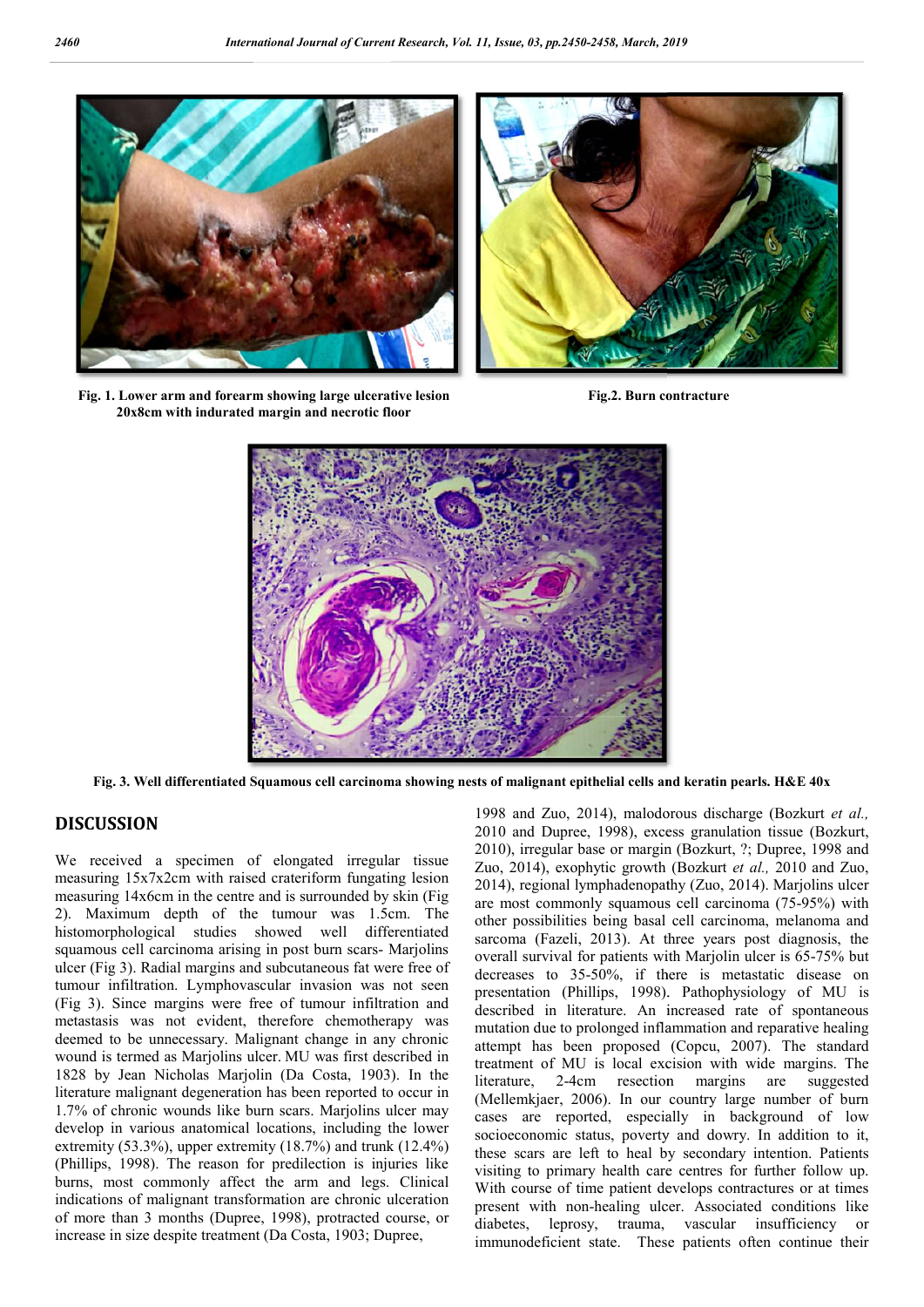Fig. 1. Lower arm and forearm showing large ulcerative lesion 20x8cm with indurated margin and necrotic floor

Fig.2. Burn contracture

Fig. 3. Well differentiated Squamous cell carcinoma showing nests of malignant epithelial cells and keratin pearls. H&E 40x

## DISCUSSION

We received a specimen of elongated irregular tissue measuring 15x7x2cm with raised crateriform fungating lesion measuring 14x6cm in the centre and is surrounded by skin (Fig 2). Maximum depth of the tumour was 1.5cm. The histomorphological studies showed well differentiated squamous cell carcinoma arising in post burn scars- Marjolins ulcer (Fig 3). Radial margins and subcutaneous fat were free of tumour infiltration. Lymphovascular invasion was not seen (Fig 3). Since margins were free of tumour infiltration and metastasis was not evident, therefore chemotherapy was deemed to be unnecessary. Malignant change in any chronic wound is termed as Marjolins ulcer. MU was first described in 1828 by Jean Nicholas Marjolin (Da Costa, 1903). In the literature malignant degeneration has been reported to occur in 1.7% of chronic wounds like burn scars. Marjolins ulcer may develop in various anatomical locations, including the lower extremity (53.3%), upper extremity (18.7%) and trunk (12.4%) (Phillips, 1998). The reason for predilection is injuries like burns, most commonly affect the arm and legs. Clinical indications of malignant transformation are chronic ulceration of more than 3 months (Dupree, 1998), protracted course, or increase in size despite treatment (Da Costa, 1903; Dupree, 1998 and Zuo, 2014), malodorous discharge (Bozkurt *et al.,* 2010 and Dupree, 1998), excess granulation tissue (Bozkurt, 2010), irregular base or margin (Bozkurt, ?; Dupree, 1998 and Zuo, 2014), exophytic growth (Bozkurt *et al.,* 2010 and Zuo, 2014), regional lymphadenopathy (Zuo, 2014). Marjolins ulcer are most commonly squamous cell carcinoma (75-95%) with other possibilities being basal cell carcinoma, melanoma and sarcoma (Fazeli, 2013). At three years post diagnosis, the overall survival for patients with Marjolin ulcer is 65-75% but decreases to 35-50%, if there is metastatic disease on presentation (Phillips, 1998). Pathophysiology of MU is described in literature. An increased rate of spontaneous mutation due to prolonged inflammation and reparative healing attempt has been proposed (Copcu, 2007). The standard treatment of MU is local excision with wide margins. The literature, 2-4cm resection margins are suggested (Mellemkjaer, 2006). In our country large number of burn cases are reported, especially in background of low socioeconomic status, poverty and dowry. In addition to it, these scars are left to heal by secondary intention. Patients visiting to primary health care centres for further follow up. With course of time patient develops contractures or at times present with non-healing ulcer. Associated conditions like diabetes, leprosy, trauma, vascular insufficiency or immunodeficient state. These patients often continue their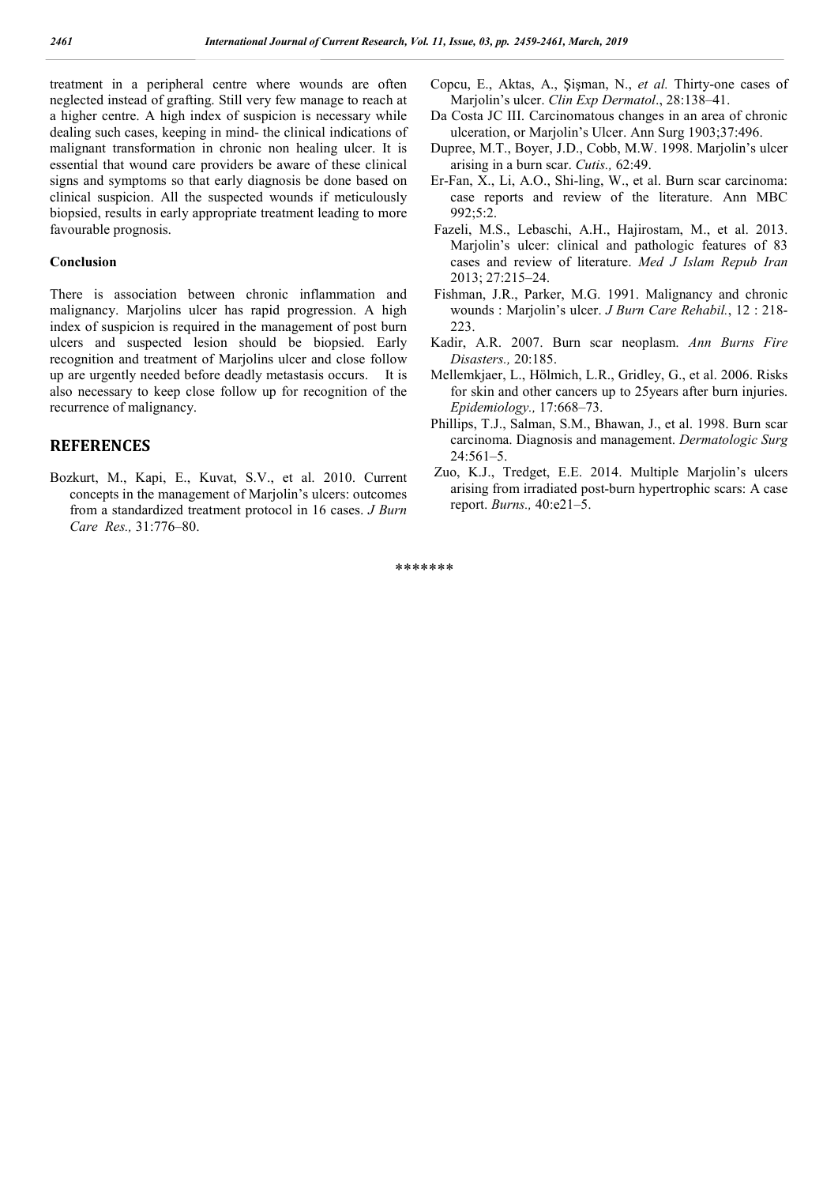treatment in a peripheral centre where wounds are often neglected instead of grafting. Still very few manage to reach at a higher centre. A high index of suspicion is necessary while dealing such cases, keeping in mind- the clinical indications of malignant transformation in chronic non healing ulcer. It is essential that wound care providers be aware of these clinical signs and symptoms so that early diagnosis be done based on clinical suspicion. All the suspected wounds if meticulously biopsied, results in early appropriate treatment leading to more favourable prognosis.

### Conclusion

There is association between chronic inflammation and malignancy. Marjolins ulcer has rapid progression. A high index of suspicion is required in the management of post burn ulcers and suspected lesion should be biopsied. Early recognition and treatment of Marjolins ulcer and close follow up are urgently needed before deadly metastasis occurs. It is also necessary to keep close follow up for recognition of the recurrence of malignancy.

## REFERENCES

Bozkurt, M., Kapi, E., Kuvat, S.V., et al. 2010. Current concepts in the management of Marjolin's ulcers: outcomes from a standardized treatment protocol in 16 cases. *J Burn Care Res.,* 31:776–80.

Copcu, E., Aktas, A., Şişman, N., *et al.* Thirty-one cases of Marjolin's ulcer. *Clin Exp Dermatol*., 28:138–41.

Da Costa JC III. Carcinomatous changes in an area of chronic ulceration, or Marjolin's Ulcer. Ann Surg 1903;37:496.

Dupree, M.T., Boyer, J.D., Cobb, M.W. 1998. Marjolin's ulcer arising in a burn scar. *Cutis.,* 62:49.

Er-Fan, X., Li, A.O., Shi-ling, W., et al. Burn scar carcinoma: case reports and review of the literature. Ann MBC 992;5:2.

Fazeli, M.S., Lebaschi, A.H., Hajirostam, M., et al. 2013. Marjolin's ulcer: clinical and pathologic features of 83 cases and review of literature. *Med J Islam Repub Iran* 2013; 27:215–24.

Fishman, J.R., Parker, M.G. 1991. Malignancy and chronic wounds : Marjolin's ulcer. *J Burn Care Rehabil.*, 12 : 218-223.

Kadir, A.R. 2007. Burn scar neoplasm. *Ann Burns Fire Disasters.,* 20:185.

Mellemkjaer, L., Hölmich, L.R., Gridley, G., et al. 2006. Risks for skin and other cancers up to 25years after burn injuries. *Epidemiology.,* 17:668–73.

Phillips, T.J., Salman, S.M., Bhawan, J., et al. 1998. Burn scar carcinoma. Diagnosis and management. *Dermatologic Surg* 24:561–5.

Zuo, K.J., Tredget, E.E. 2014. Multiple Marjolin's ulcers arising from irradiated post-burn hypertrophic scars: A case report. *Burns.,* 40:e21–5.

\*\*\*\*\*\*\*